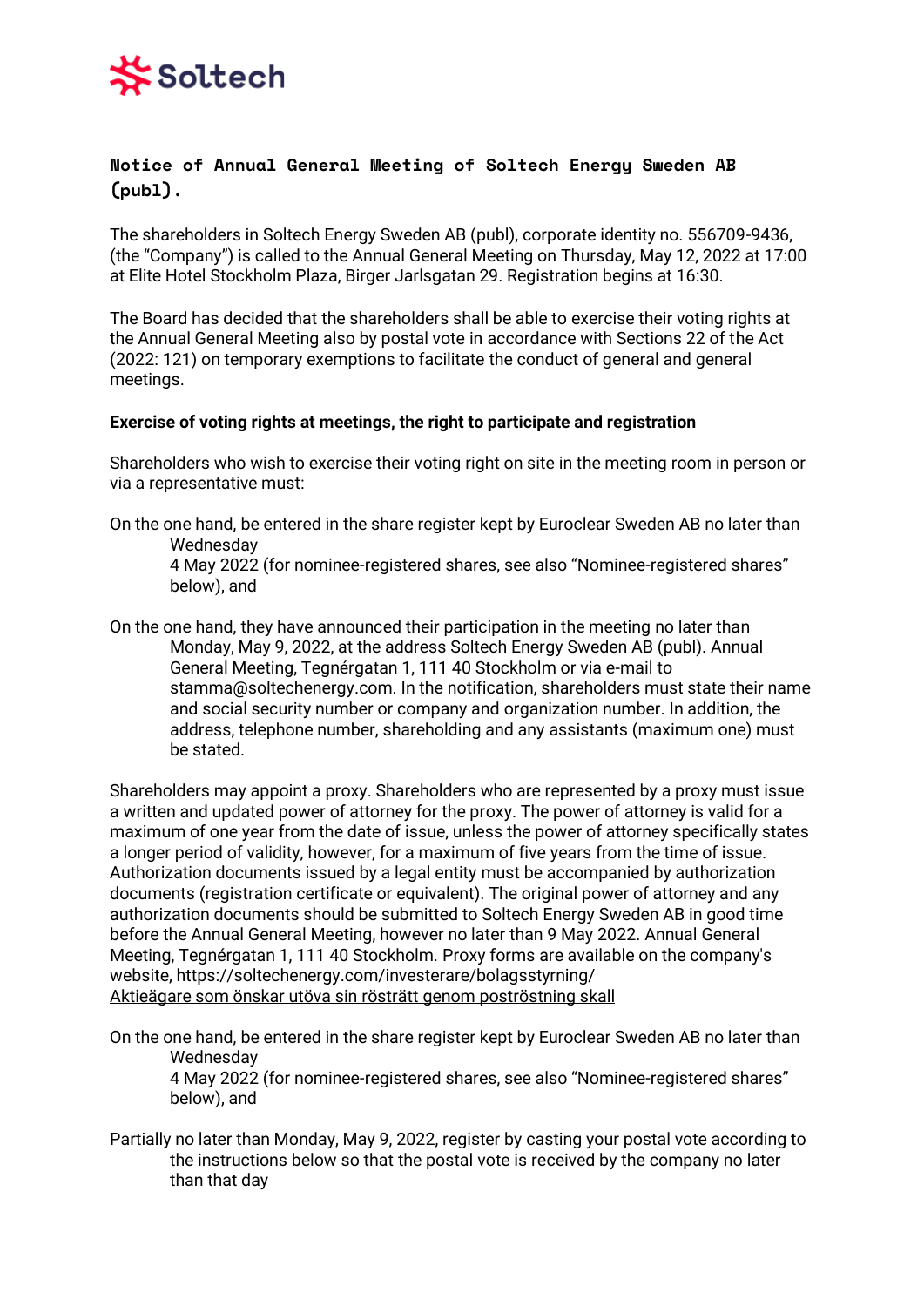# Notice of Annual General Meeting of Soltech Energy Sweden AB (publ).

The shareholders in Soltech Energy Sweden AB (publ), corporate identity no. 556709-9436, (the "Company") is called to the Annual General Meeting on Thursday, May 12, 2022 at 17:00 at Elite Hotel Stockholm Plaza, Birger Jarlsgatan 29. Registration begins at 16:30.

The Board has decided that the shareholders shall be able to exercise their voting rights at the Annual General Meeting also by postal vote in accordance with Sections 22 of the Act (2022: 121) on temporary exemptions to facilitate the conduct of general and general meetings.

**Exercise of voting rights at meetings, the right to participate and registration**

Shareholders who wish to exercise their voting right on site in the meeting room in person or via a representative must:

On the one hand, be entered in the share register kept by Euroclear Sweden AB no later than Wednesday 4 May 2022 (for nominee-registered shares, see also "Nominee-registered shares" below), and

On the one hand, they have announced their participation in the meeting no later than Monday, May 9, 2022, at the address Soltech Energy Sweden AB (publ). Annual General Meeting, Tegnérgatan 1, 111 40 Stockholm or via e-mail to stamma@soltechenergy.com. In the notification, shareholders must state their name and social security number or company and organization number. In addition, the address, telephone number, shareholding and any assistants (maximum one) must be stated.

Shareholders may appoint a proxy. Shareholders who are represented by a proxy must issue a written and updated power of attorney for the proxy. The power of attorney is valid for a maximum of one year from the date of issue, unless the power of attorney specifically states a longer period of validity, however, for a maximum of five years from the time of issue. Authorization documents issued by a legal entity must be accompanied by authorization documents (registration certificate or equivalent). The original power of attorney and any authorization documents should be submitted to Soltech Energy Sweden AB in good time before the Annual General Meeting, however no later than 9 May 2022. Annual General Meeting, Tegnérgatan 1, 111 40 Stockholm. Proxy forms are available on the company's website, https://soltechenergy.com/investerare/bolagsstyrning/
Aktieägare som önskar utöva sin rösträtt genom poströstning skall

On the one hand, be entered in the share register kept by Euroclear Sweden AB no later than Wednesday 4 May 2022 (for nominee-registered shares, see also "Nominee-registered shares" below), and

Partially no later than Monday, May 9, 2022, register by casting your postal vote according to the instructions below so that the postal vote is received by the company no later than that day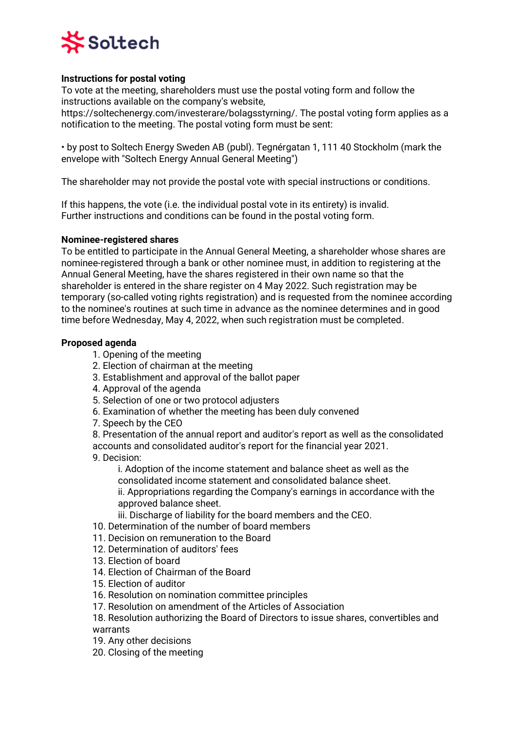**Instructions for postal voting**

To vote at the meeting, shareholders must use the postal voting form and follow the instructions available on the company's website, https://soltechenergy.com/investerare/bolagsstyrning/. The postal voting form applies as a notification to the meeting. The postal voting form must be sent:

• by post to Soltech Energy Sweden AB (publ). Tegnérgatan 1, 111 40 Stockholm (mark the envelope with "Soltech Energy Annual General Meeting")

The shareholder may not provide the postal vote with special instructions or conditions.

If this happens, the vote (i.e. the individual postal vote in its entirety) is invalid. Further instructions and conditions can be found in the postal voting form.

**Nominee-registered shares**

To be entitled to participate in the Annual General Meeting, a shareholder whose shares are nominee-registered through a bank or other nominee must, in addition to registering at the Annual General Meeting, have the shares registered in their own name so that the shareholder is entered in the share register on 4 May 2022. Such registration may be temporary (so-called voting rights registration) and is requested from the nominee according to the nominee's routines at such time in advance as the nominee determines and in good time before Wednesday, May 4, 2022, when such registration must be completed.

**Proposed agenda**

1. Opening of the meeting
2. Election of chairman at the meeting
3. Establishment and approval of the ballot paper
4. Approval of the agenda
5. Selection of one or two protocol adjusters
6. Examination of whether the meeting has been duly convened
7. Speech by the CEO
8. Presentation of the annual report and auditor's report as well as the consolidated accounts and consolidated auditor's report for the financial year 2021.
9. Decision:
   i. Adoption of the income statement and balance sheet as well as the consolidated income statement and consolidated balance sheet.
   ii. Appropriations regarding the Company's earnings in accordance with the approved balance sheet.
   iii. Discharge of liability for the board members and the CEO.
10. Determination of the number of board members
11. Decision on remuneration to the Board
12. Determination of auditors' fees
13. Election of board
14. Election of Chairman of the Board
15. Election of auditor
16. Resolution on nomination committee principles
17. Resolution on amendment of the Articles of Association
18. Resolution authorizing the Board of Directors to issue shares, convertibles and warrants
19. Any other decisions
20. Closing of the meeting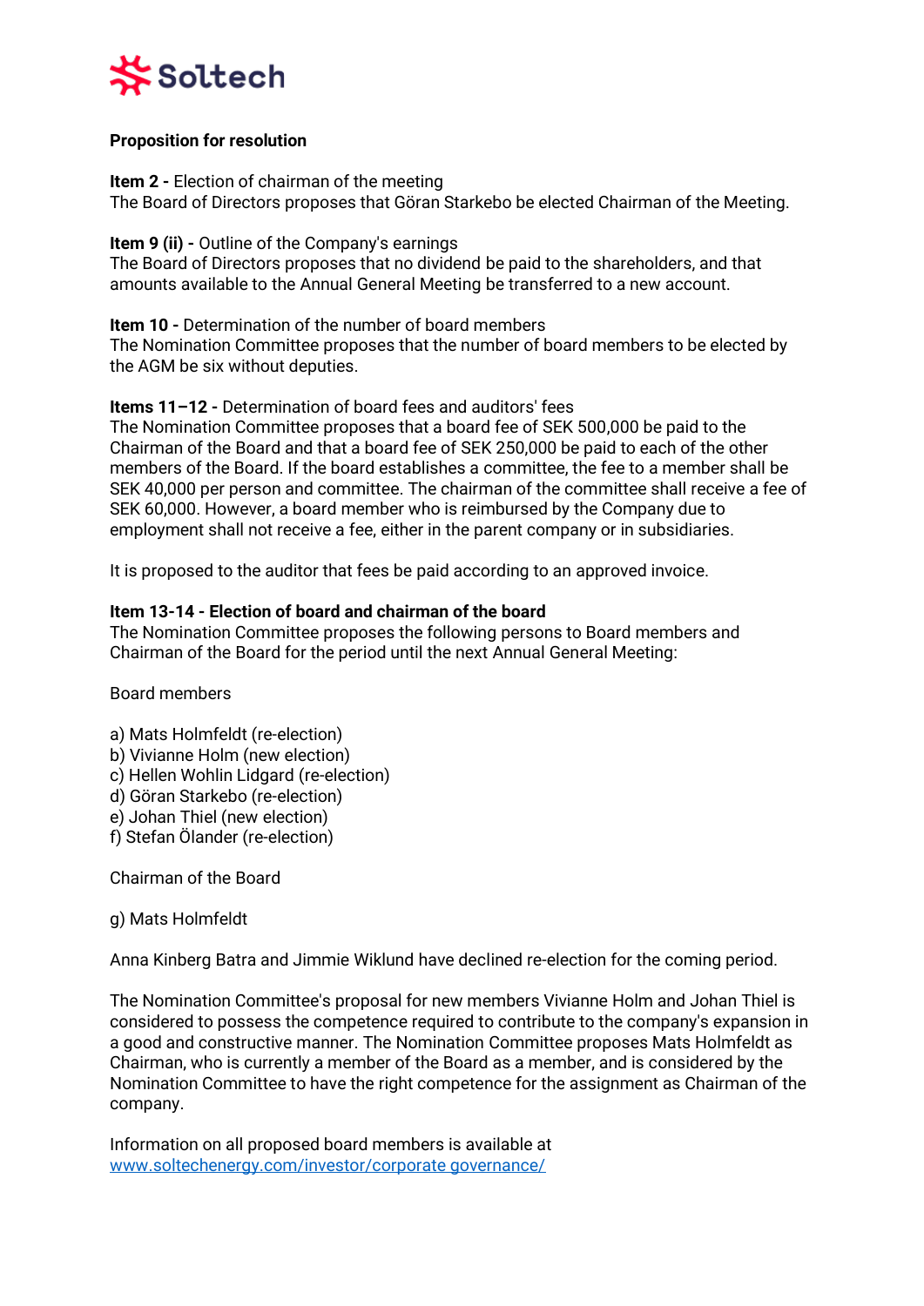**Proposition for resolution**

**Item 2 -** Election of chairman of the meeting
The Board of Directors proposes that Göran Starkebo be elected Chairman of the Meeting.

**Item 9 (ii) -** Outline of the Company's earnings
The Board of Directors proposes that no dividend be paid to the shareholders, and that amounts available to the Annual General Meeting be transferred to a new account.

**Item 10 -** Determination of the number of board members
The Nomination Committee proposes that the number of board members to be elected by the AGM be six without deputies.

**Items 11–12 -** Determination of board fees and auditors' fees
The Nomination Committee proposes that a board fee of SEK 500,000 be paid to the Chairman of the Board and that a board fee of SEK 250,000 be paid to each of the other members of the Board. If the board establishes a committee, the fee to a member shall be SEK 40,000 per person and committee. The chairman of the committee shall receive a fee of SEK 60,000. However, a board member who is reimbursed by the Company due to employment shall not receive a fee, either in the parent company or in subsidiaries.

It is proposed to the auditor that fees be paid according to an approved invoice.

**Item 13-14 - Election of board and chairman of the board**
The Nomination Committee proposes the following persons to Board members and Chairman of the Board for the period until the next Annual General Meeting:

Board members

a) Mats Holmfeldt (re-election)
b) Vivianne Holm (new election)
c) Hellen Wohlin Lidgard (re-election)
d) Göran Starkebo (re-election)
e) Johan Thiel (new election)
f) Stefan Ölander (re-election)

Chairman of the Board

g) Mats Holmfeldt

Anna Kinberg Batra and Jimmie Wiklund have declined re-election for the coming period.

The Nomination Committee's proposal for new members Vivianne Holm and Johan Thiel is considered to possess the competence required to contribute to the company's expansion in a good and constructive manner. The Nomination Committee proposes Mats Holmfeldt as Chairman, who is currently a member of the Board as a member, and is considered by the Nomination Committee to have the right competence for the assignment as Chairman of the company.

Information on all proposed board members is available at
[www.soltechenergy.com/investor/corporate governance/](www.soltechenergy.com/investor/corporate governance/)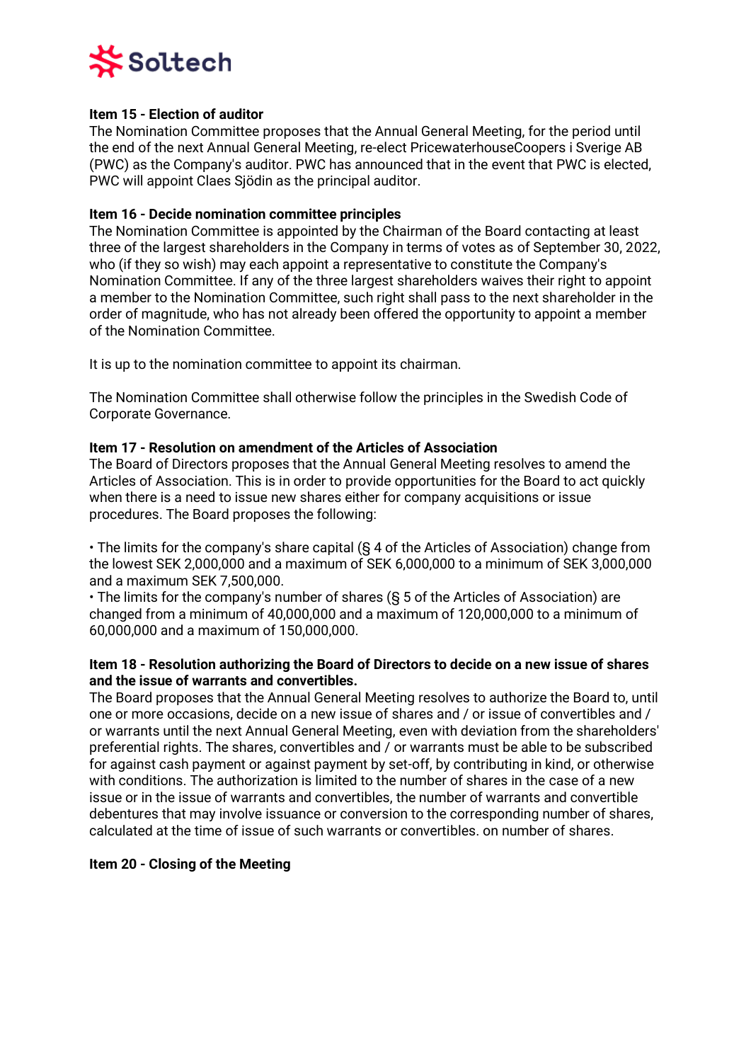### Item 15 - Election of auditor

The Nomination Committee proposes that the Annual General Meeting, for the period until the end of the next Annual General Meeting, re-elect PricewaterhouseCoopers i Sverige AB (PWC) as the Company's auditor. PWC has announced that in the event that PWC is elected, PWC will appoint Claes Sjödin as the principal auditor.

### Item 16 - Decide nomination committee principles

The Nomination Committee is appointed by the Chairman of the Board contacting at least three of the largest shareholders in the Company in terms of votes as of September 30, 2022, who (if they so wish) may each appoint a representative to constitute the Company's Nomination Committee. If any of the three largest shareholders waives their right to appoint a member to the Nomination Committee, such right shall pass to the next shareholder in the order of magnitude, who has not already been offered the opportunity to appoint a member of the Nomination Committee.

It is up to the nomination committee to appoint its chairman.

The Nomination Committee shall otherwise follow the principles in the Swedish Code of Corporate Governance.

### Item 17 - Resolution on amendment of the Articles of Association

The Board of Directors proposes that the Annual General Meeting resolves to amend the Articles of Association. This is in order to provide opportunities for the Board to act quickly when there is a need to issue new shares either for company acquisitions or issue procedures. The Board proposes the following:

- The limits for the company's share capital (§ 4 of the Articles of Association) change from the lowest SEK 2,000,000 and a maximum of SEK 6,000,000 to a minimum of SEK 3,000,000 and a maximum SEK 7,500,000.
- The limits for the company's number of shares (§ 5 of the Articles of Association) are changed from a minimum of 40,000,000 and a maximum of 120,000,000 to a minimum of 60,000,000 and a maximum of 150,000,000.

### Item 18 - Resolution authorizing the Board of Directors to decide on a new issue of shares and the issue of warrants and convertibles.

The Board proposes that the Annual General Meeting resolves to authorize the Board to, until one or more occasions, decide on a new issue of shares and / or issue of convertibles and / or warrants until the next Annual General Meeting, even with deviation from the shareholders' preferential rights. The shares, convertibles and / or warrants must be able to be subscribed for against cash payment or against payment by set-off, by contributing in kind, or otherwise with conditions. The authorization is limited to the number of shares in the case of a new issue or in the issue of warrants and convertibles, the number of warrants and convertible debentures that may involve issuance or conversion to the corresponding number of shares, calculated at the time of issue of such warrants or convertibles. on number of shares.

### Item 20 - Closing of the Meeting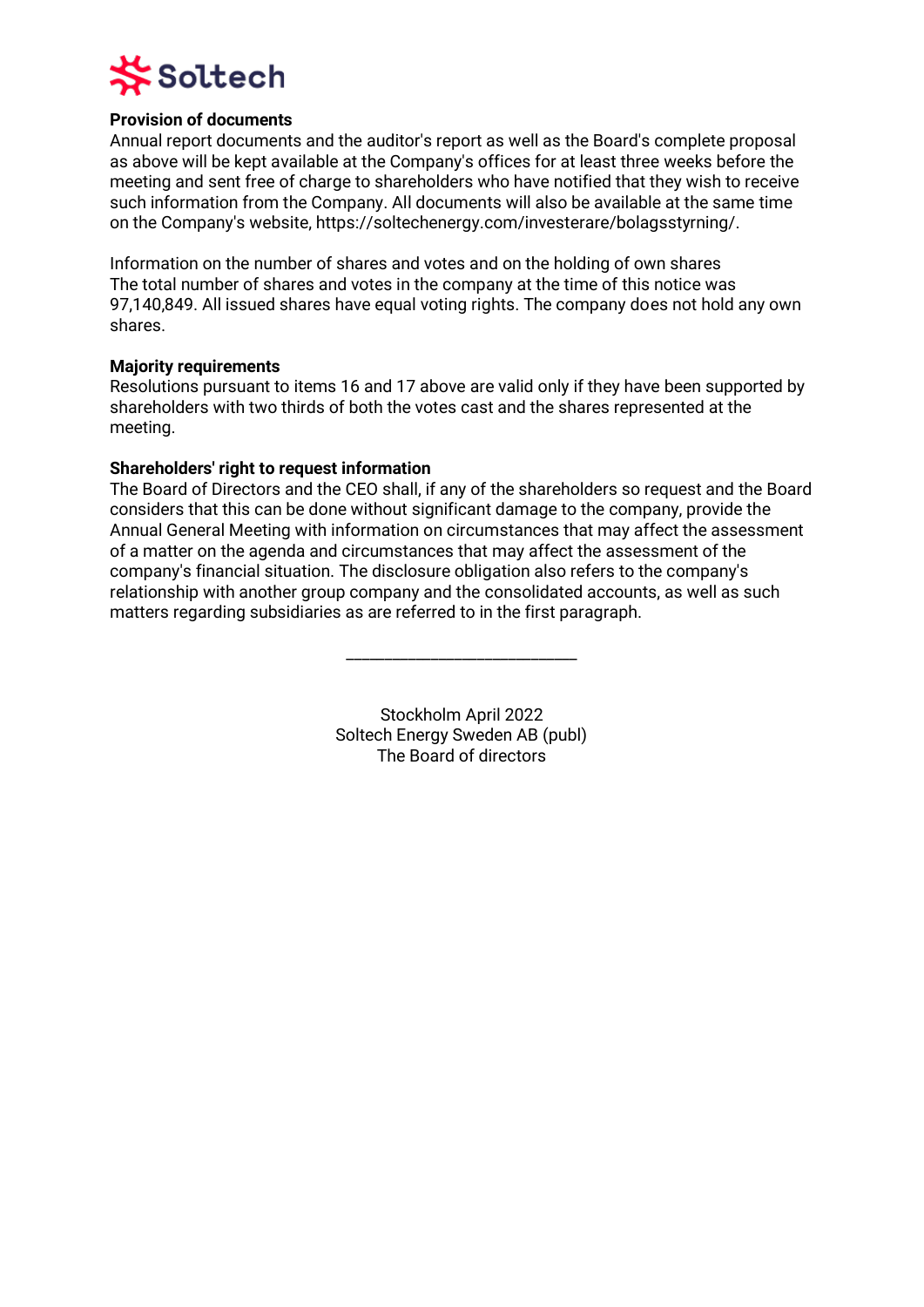**Provision of documents**

Annual report documents and the auditor's report as well as the Board's complete proposal as above will be kept available at the Company's offices for at least three weeks before the meeting and sent free of charge to shareholders who have notified that they wish to receive such information from the Company. All documents will also be available at the same time on the Company's website, https://soltechenergy.com/investerare/bolagsstyrning/.

Information on the number of shares and votes and on the holding of own shares
The total number of shares and votes in the company at the time of this notice was 97,140,849. All issued shares have equal voting rights. The company does not hold any own shares.

**Majority requirements**

Resolutions pursuant to items 16 and 17 above are valid only if they have been supported by shareholders with two thirds of both the votes cast and the shares represented at the meeting.

**Shareholders' right to request information**

The Board of Directors and the CEO shall, if any of the shareholders so request and the Board considers that this can be done without significant damage to the company, provide the Annual General Meeting with information on circumstances that may affect the assessment of a matter on the agenda and circumstances that may affect the assessment of the company's financial situation. The disclosure obligation also refers to the company's relationship with another group company and the consolidated accounts, as well as such matters regarding subsidiaries as are referred to in the first paragraph.

---

Stockholm April 2022
Soltech Energy Sweden AB (publ)
The Board of directors